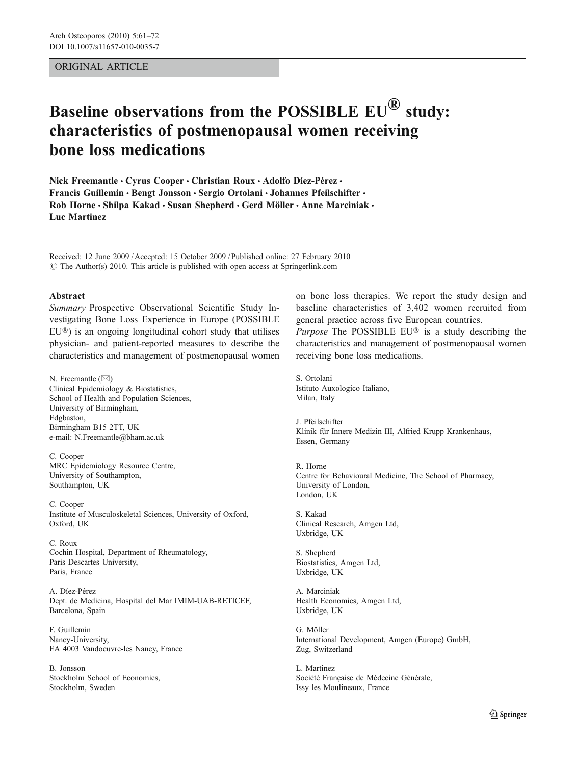ORIGINAL ARTICLE

# Baseline observations from the POSSIBLE EU® study: characteristics of postmenopausal women receiving bone loss medications

**Nick Freemantle · Cyrus Cooper · Christian Roux · Adolfo Díez-Pérez · Francis Guillemin · Bengt Jonsson · Sergio Ortolani · Johannes Pfeilschifter · Rob Horne · Shilpa Kakad · Susan Shepherd · Gerd Möller · Anne Marciniak · Luc Martinez**

Received: 12 June 2009 / Accepted: 15 October 2009 / Published online: 27 February 2010
© The Author(s) 2010. This article is published with open access at Springerlink.com

## Abstract

*Summary* Prospective Observational Scientific Study Investigating Bone Loss Experience in Europe (POSSIBLE EU®) is an ongoing longitudinal cohort study that utilises physician- and patient-reported measures to describe the characteristics and management of postmenopausal women on bone loss therapies. We report the study design and baseline characteristics of 3,402 women recruited from general practice across five European countries.

*Purpose* The POSSIBLE EU® is a study describing the characteristics and management of postmenopausal women receiving bone loss medications.

N. Freemantle (✉)
Clinical Epidemiology & Biostatistics,
School of Health and Population Sciences,
University of Birmingham,
Edgbaston,
Birmingham B15 2TT, UK
e-mail: N.Freemantle@bham.ac.uk

C. Cooper
MRC Epidemiology Resource Centre,
University of Southampton,
Southampton, UK

C. Cooper
Institute of Musculoskeletal Sciences, University of Oxford,
Oxford, UK

C. Roux
Cochin Hospital, Department of Rheumatology,
Paris Descartes University,
Paris, France

A. Díez-Pérez
Dept. de Medicina, Hospital del Mar IMIM-UAB-RETICEF,
Barcelona, Spain

F. Guillemin
Nancy-University,
EA 4003 Vandoeuvre-les Nancy, France

B. Jonsson
Stockholm School of Economics,
Stockholm, Sweden

S. Ortolani
Istituto Auxologico Italiano,
Milan, Italy

J. Pfeilschifter
Klinik für Innere Medizin III, Alfried Krupp Krankenhaus,
Essen, Germany

R. Horne
Centre for Behavioural Medicine, The School of Pharmacy,
University of London,
London, UK

S. Kakad
Clinical Research, Amgen Ltd,
Uxbridge, UK

S. Shepherd
Biostatistics, Amgen Ltd,
Uxbridge, UK

A. Marciniak
Health Economics, Amgen Ltd,
Uxbridge, UK

G. Möller
International Development, Amgen (Europe) GmbH,
Zug, Switzerland

L. Martinez
Société Française de Médecine Générale,
Issy les Moulineaux, France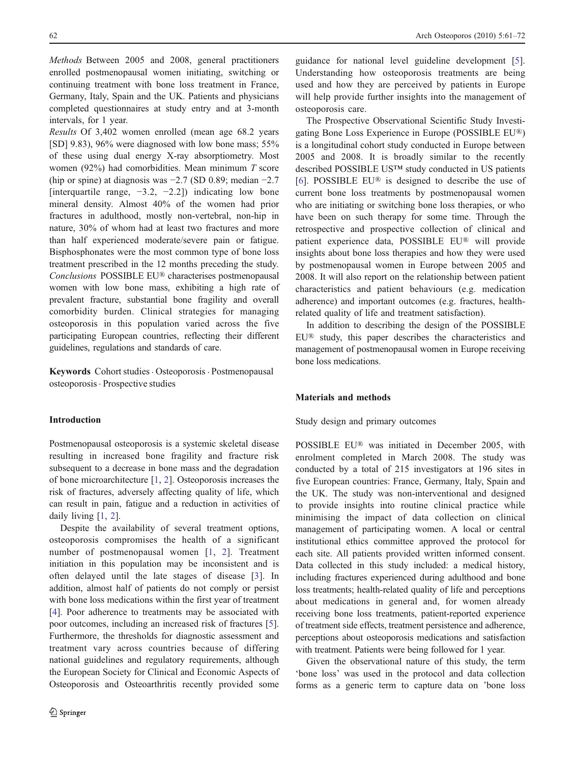*Methods* Between 2005 and 2008, general practitioners enrolled postmenopausal women initiating, switching or continuing treatment with bone loss treatment in France, Germany, Italy, Spain and the UK. Patients and physicians completed questionnaires at study entry and at 3-month intervals, for 1 year.

*Results* Of 3,402 women enrolled (mean age 68.2 years [SD] 9.83), 96% were diagnosed with low bone mass; 55% of these using dual energy X-ray absorptiometry. Most women (92%) had comorbidities. Mean minimum *T* score (hip or spine) at diagnosis was −2.7 (SD 0.89; median −2.7 [interquartile range, −3.2, −2.2]) indicating low bone mineral density. Almost 40% of the women had prior fractures in adulthood, mostly non-vertebral, non-hip in nature, 30% of whom had at least two fractures and more than half experienced moderate/severe pain or fatigue. Bisphosphonates were the most common type of bone loss treatment prescribed in the 12 months preceding the study.

*Conclusions* POSSIBLE EU® characterises postmenopausal women with low bone mass, exhibiting a high rate of prevalent fracture, substantial bone fragility and overall comorbidity burden. Clinical strategies for managing osteoporosis in this population varied across the five participating European countries, reflecting their different guidelines, regulations and standards of care.

**Keywords** Cohort studies · Osteoporosis · Postmenopausal osteoporosis · Prospective studies

## Introduction

Postmenopausal osteoporosis is a systemic skeletal disease resulting in increased bone fragility and fracture risk subsequent to a decrease in bone mass and the degradation of bone microarchitecture [1, 2]. Osteoporosis increases the risk of fractures, adversely affecting quality of life, which can result in pain, fatigue and a reduction in activities of daily living [1, 2].

Despite the availability of several treatment options, osteoporosis compromises the health of a significant number of postmenopausal women [1, 2]. Treatment initiation in this population may be inconsistent and is often delayed until the late stages of disease [3]. In addition, almost half of patients do not comply or persist with bone loss medications within the first year of treatment [4]. Poor adherence to treatments may be associated with poor outcomes, including an increased risk of fractures [5]. Furthermore, the thresholds for diagnostic assessment and treatment vary across countries because of differing national guidelines and regulatory requirements, although the European Society for Clinical and Economic Aspects of Osteoporosis and Osteoarthritis recently provided some guidance for national level guideline development [5]. Understanding how osteoporosis treatments are being used and how they are perceived by patients in Europe will help provide further insights into the management of osteoporosis care.

The Prospective Observational Scientific Study Investigating Bone Loss Experience in Europe (POSSIBLE EU®) is a longitudinal cohort study conducted in Europe between 2005 and 2008. It is broadly similar to the recently described POSSIBLE US™ study conducted in US patients [6]. POSSIBLE EU® is designed to describe the use of current bone loss treatments by postmenopausal women who are initiating or switching bone loss therapies, or who have been on such therapy for some time. Through the retrospective and prospective collection of clinical and patient experience data, POSSIBLE EU® will provide insights about bone loss therapies and how they were used by postmenopausal women in Europe between 2005 and 2008. It will also report on the relationship between patient characteristics and patient behaviours (e.g. medication adherence) and important outcomes (e.g. fractures, health-related quality of life and treatment satisfaction).

In addition to describing the design of the POSSIBLE EU® study, this paper describes the characteristics and management of postmenopausal women in Europe receiving bone loss medications.

## Materials and methods

### Study design and primary outcomes

POSSIBLE EU® was initiated in December 2005, with enrolment completed in March 2008. The study was conducted by a total of 215 investigators at 196 sites in five European countries: France, Germany, Italy, Spain and the UK. The study was non-interventional and designed to provide insights into routine clinical practice while minimising the impact of data collection on clinical management of participating women. A local or central institutional ethics committee approved the protocol for each site. All patients provided written informed consent. Data collected in this study included: a medical history, including fractures experienced during adulthood and bone loss treatments; health-related quality of life and perceptions about medications in general and, for women already receiving bone loss treatments, patient-reported experience of treatment side effects, treatment persistence and adherence, perceptions about osteoporosis medications and satisfaction with treatment. Patients were being followed for 1 year.

Given the observational nature of this study, the term 'bone loss' was used in the protocol and data collection forms as a generic term to capture data on 'bone loss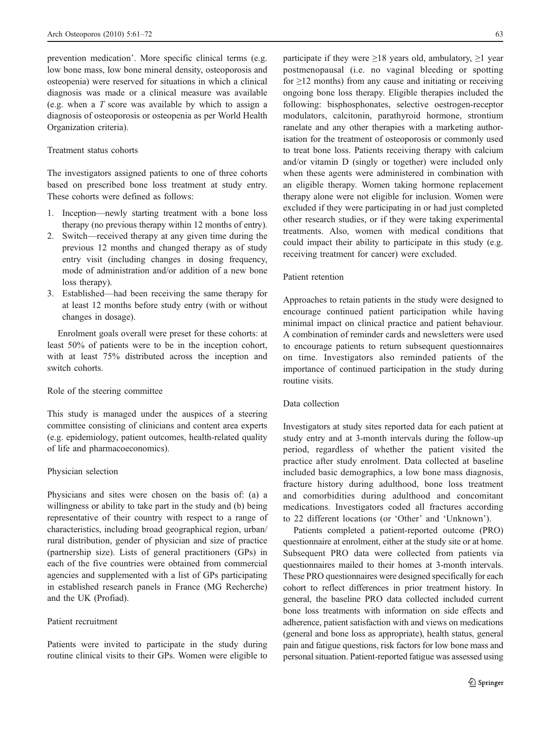prevention medication'. More specific clinical terms (e.g. low bone mass, low bone mineral density, osteoporosis and osteopenia) were reserved for situations in which a clinical diagnosis was made or a clinical measure was available (e.g. when a *T* score was available by which to assign a diagnosis of osteoporosis or osteopenia as per World Health Organization criteria).

### Treatment status cohorts

The investigators assigned patients to one of three cohorts based on prescribed bone loss treatment at study entry. These cohorts were defined as follows:

1. Inception—newly starting treatment with a bone loss therapy (no previous therapy within 12 months of entry).
2. Switch—received therapy at any given time during the previous 12 months and changed therapy as of study entry visit (including changes in dosing frequency, mode of administration and/or addition of a new bone loss therapy).
3. Established—had been receiving the same therapy for at least 12 months before study entry (with or without changes in dosage).

Enrolment goals overall were preset for these cohorts: at least 50% of patients were to be in the inception cohort, with at least 75% distributed across the inception and switch cohorts.

### Role of the steering committee

This study is managed under the auspices of a steering committee consisting of clinicians and content area experts (e.g. epidemiology, patient outcomes, health-related quality of life and pharmacoeconomics).

### Physician selection

Physicians and sites were chosen on the basis of: (a) a willingness or ability to take part in the study and (b) being representative of their country with respect to a range of characteristics, including broad geographical region, urban/rural distribution, gender of physician and size of practice (partnership size). Lists of general practitioners (GPs) in each of the five countries were obtained from commercial agencies and supplemented with a list of GPs participating in established research panels in France (MG Recherche) and the UK (Profiad).

### Patient recruitment

Patients were invited to participate in the study during routine clinical visits to their GPs. Women were eligible to participate if they were ≥18 years old, ambulatory, ≥1 year postmenopausal (i.e. no vaginal bleeding or spotting for ≥12 months) from any cause and initiating or receiving ongoing bone loss therapy. Eligible therapies included the following: bisphosphonates, selective oestrogen-receptor modulators, calcitonin, parathyroid hormone, strontium ranelate and any other therapies with a marketing authorisation for the treatment of osteoporosis or commonly used to treat bone loss. Patients receiving therapy with calcium and/or vitamin D (singly or together) were included only when these agents were administered in combination with an eligible therapy. Women taking hormone replacement therapy alone were not eligible for inclusion. Women were excluded if they were participating in or had just completed other research studies, or if they were taking experimental treatments. Also, women with medical conditions that could impact their ability to participate in this study (e.g. receiving treatment for cancer) were excluded.

### Patient retention

Approaches to retain patients in the study were designed to encourage continued patient participation while having minimal impact on clinical practice and patient behaviour. A combination of reminder cards and newsletters were used to encourage patients to return subsequent questionnaires on time. Investigators also reminded patients of the importance of continued participation in the study during routine visits.

### Data collection

Investigators at study sites reported data for each patient at study entry and at 3-month intervals during the follow-up period, regardless of whether the patient visited the practice after study enrolment. Data collected at baseline included basic demographics, a low bone mass diagnosis, fracture history during adulthood, bone loss treatment and comorbidities during adulthood and concomitant medications. Investigators coded all fractures according to 22 different locations (or 'Other' and 'Unknown').

Patients completed a patient-reported outcome (PRO) questionnaire at enrolment, either at the study site or at home. Subsequent PRO data were collected from patients via questionnaires mailed to their homes at 3-month intervals. These PRO questionnaires were designed specifically for each cohort to reflect differences in prior treatment history. In general, the baseline PRO data collected included current bone loss treatments with information on side effects and adherence, patient satisfaction with and views on medications (general and bone loss as appropriate), health status, general pain and fatigue questions, risk factors for low bone mass and personal situation. Patient-reported fatigue was assessed using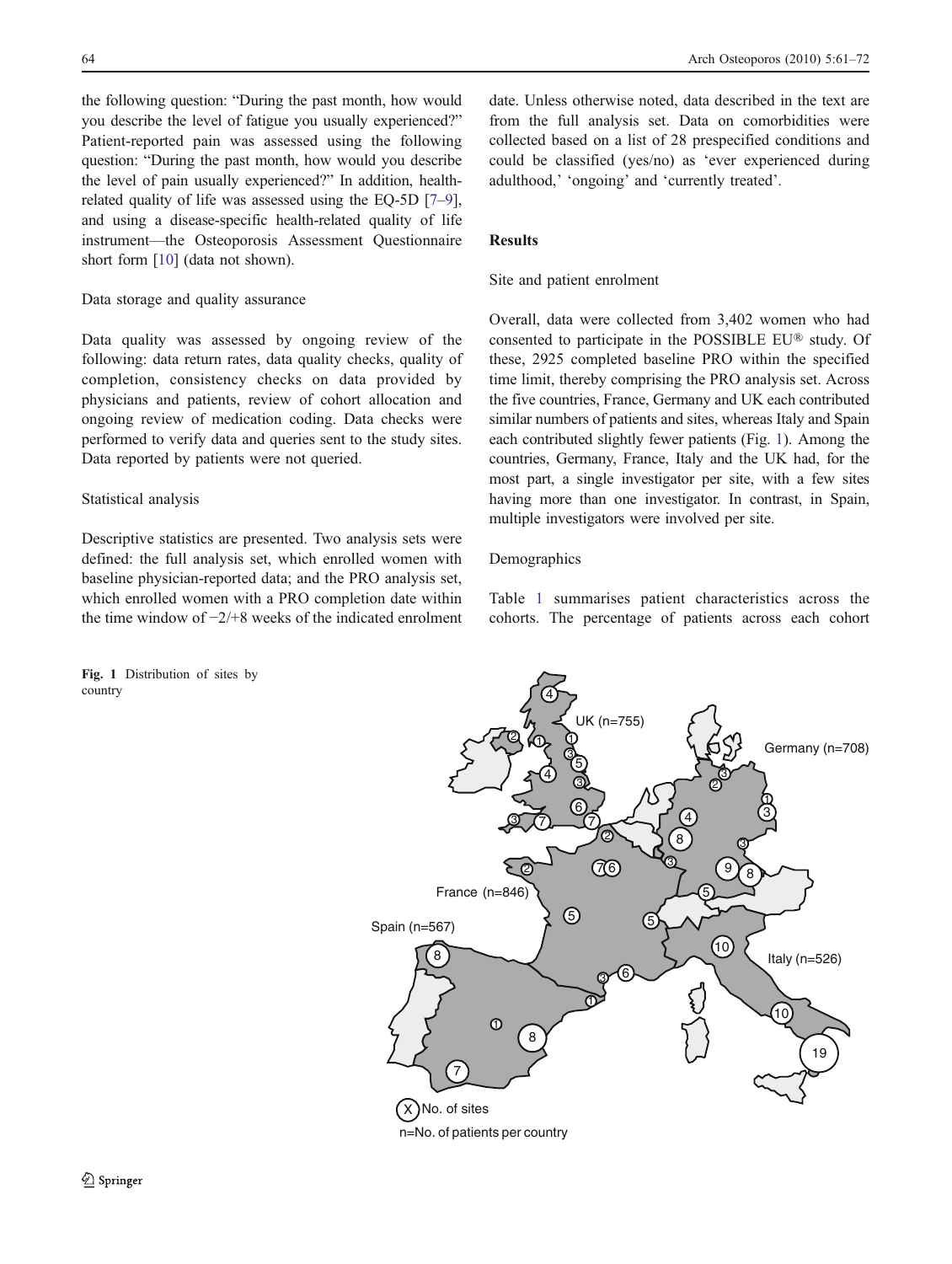the following question: "During the past month, how would you describe the level of fatigue you usually experienced?" Patient-reported pain was assessed using the following question: "During the past month, how would you describe the level of pain usually experienced?" In addition, health-related quality of life was assessed using the EQ-5D [7–9], and using a disease-specific health-related quality of life instrument—the Osteoporosis Assessment Questionnaire short form [10] (data not shown).

### Data storage and quality assurance

Data quality was assessed by ongoing review of the following: data return rates, data quality checks, quality of completion, consistency checks on data provided by physicians and patients, review of cohort allocation and ongoing review of medication coding. Data checks were performed to verify data and queries sent to the study sites. Data reported by patients were not queried.

### Statistical analysis

Descriptive statistics are presented. Two analysis sets were defined: the full analysis set, which enrolled women with baseline physician-reported data; and the PRO analysis set, which enrolled women with a PRO completion date within the time window of −2/+8 weeks of the indicated enrolment date. Unless otherwise noted, data described in the text are from the full analysis set. Data on comorbidities were collected based on a list of 28 prespecified conditions and could be classified (yes/no) as 'ever experienced during adulthood,' 'ongoing' and 'currently treated'.

## Results

### Site and patient enrolment

Overall, data were collected from 3,402 women who had consented to participate in the POSSIBLE EU® study. Of these, 2925 completed baseline PRO within the specified time limit, thereby comprising the PRO analysis set. Across the five countries, France, Germany and UK each contributed similar numbers of patients and sites, whereas Italy and Spain each contributed slightly fewer patients (Fig. 1). Among the countries, Germany, France, Italy and the UK had, for the most part, a single investigator per site, with a few sites having more than one investigator. In contrast, in Spain, multiple investigators were involved per site.

### Demographics

Table 1 summarises patient characteristics across the cohorts. The percentage of patients across each cohort

Fig. 1 Distribution of sites by country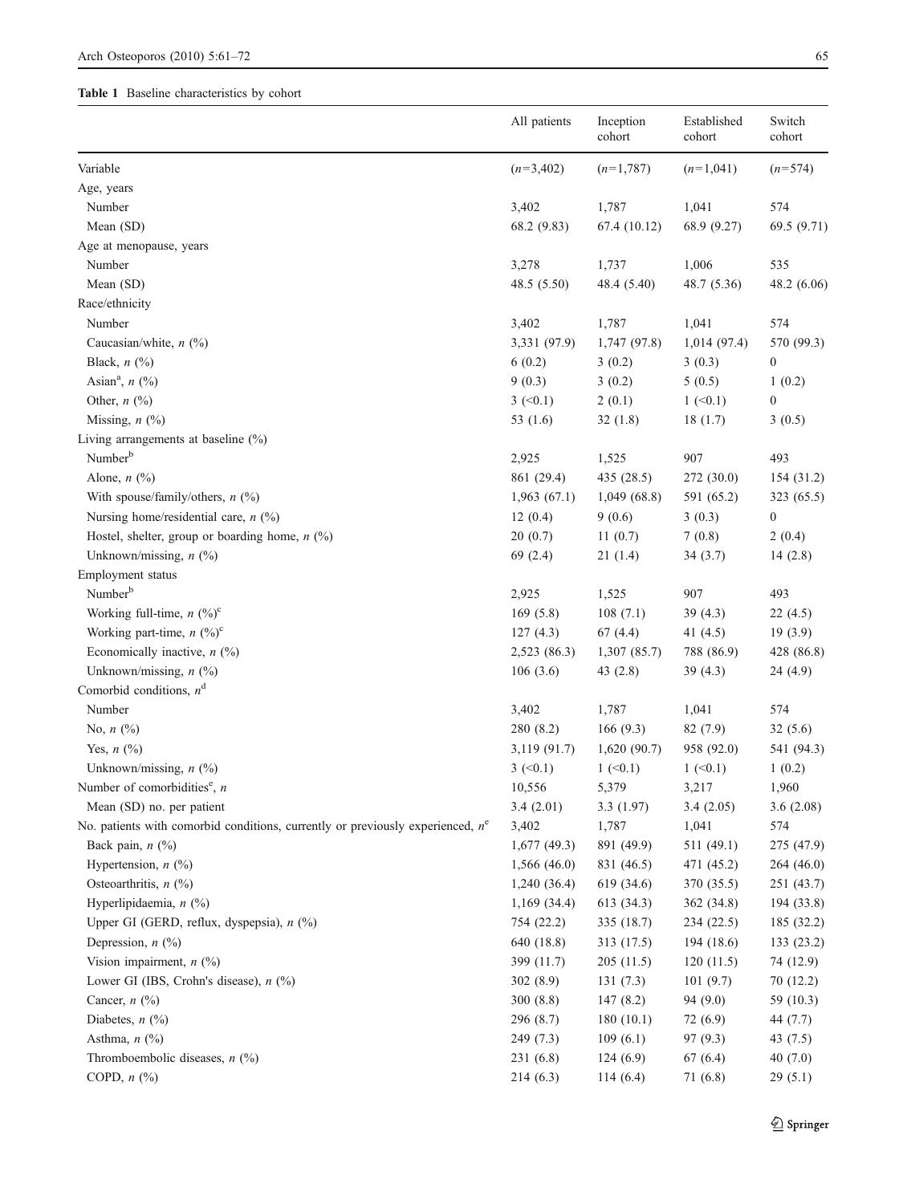**Table 1** Baseline characteristics by cohort

| | All patients | Inception cohort | Established cohort | Switch cohort |
|---|---|---|---|---|
| Variable | (*n*=3,402) | (*n*=1,787) | (*n*=1,041) | (*n*=574) |
| Age, years | | | | |
| Number | 3,402 | 1,787 | 1,041 | 574 |
| Mean (SD) | 68.2 (9.83) | 67.4 (10.12) | 68.9 (9.27) | 69.5 (9.71) |
| Age at menopause, years | | | | |
| Number | 3,278 | 1,737 | 1,006 | 535 |
| Mean (SD) | 48.5 (5.50) | 48.4 (5.40) | 48.7 (5.36) | 48.2 (6.06) |
| Race/ethnicity | | | | |
| Number | 3,402 | 1,787 | 1,041 | 574 |
| Caucasian/white, *n* (%) | 3,331 (97.9) | 1,747 (97.8) | 1,014 (97.4) | 570 (99.3) |
| Black, *n* (%) | 6 (0.2) | 3 (0.2) | 3 (0.3) | 0 |
| Asian[a], *n* (%) | 9 (0.3) | 3 (0.2) | 5 (0.5) | 1 (0.2) |
| Other, *n* (%) | 3 (<0.1) | 2 (0.1) | 1 (<0.1) | 0 |
| Missing, *n* (%) | 53 (1.6) | 32 (1.8) | 18 (1.7) | 3 (0.5) |
| Living arrangements at baseline (%) | | | | |
| Number[b] | 2,925 | 1,525 | 907 | 493 |
| Alone, *n* (%) | 861 (29.4) | 435 (28.5) | 272 (30.0) | 154 (31.2) |
| With spouse/family/others, *n* (%) | 1,963 (67.1) | 1,049 (68.8) | 591 (65.2) | 323 (65.5) |
| Nursing home/residential care, *n* (%) | 12 (0.4) | 9 (0.6) | 3 (0.3) | 0 |
| Hostel, shelter, group or boarding home, *n* (%) | 20 (0.7) | 11 (0.7) | 7 (0.8) | 2 (0.4) |
| Unknown/missing, *n* (%) | 69 (2.4) | 21 (1.4) | 34 (3.7) | 14 (2.8) |
| Employment status | | | | |
| Number[b] | 2,925 | 1,525 | 907 | 493 |
| Working full-time, *n* (%)[c] | 169 (5.8) | 108 (7.1) | 39 (4.3) | 22 (4.5) |
| Working part-time, *n* (%)[c] | 127 (4.3) | 67 (4.4) | 41 (4.5) | 19 (3.9) |
| Economically inactive, *n* (%) | 2,523 (86.3) | 1,307 (85.7) | 788 (86.9) | 428 (86.8) |
| Unknown/missing, *n* (%) | 106 (3.6) | 43 (2.8) | 39 (4.3) | 24 (4.9) |
| Comorbid conditions, *n*[d] | | | | |
| Number | 3,402 | 1,787 | 1,041 | 574 |
| No, *n* (%) | 280 (8.2) | 166 (9.3) | 82 (7.9) | 32 (5.6) |
| Yes, *n* (%) | 3,119 (91.7) | 1,620 (90.7) | 958 (92.0) | 541 (94.3) |
| Unknown/missing, *n* (%) | 3 (<0.1) | 1 (<0.1) | 1 (<0.1) | 1 (0.2) |
| Number of comorbidities[e], *n* | 10,556 | 5,379 | 3,217 | 1,960 |
| Mean (SD) no. per patient | 3.4 (2.01) | 3.3 (1.97) | 3.4 (2.05) | 3.6 (2.08) |
| No. patients with comorbid conditions, currently or previously experienced, *n*[e] | 3,402 | 1,787 | 1,041 | 574 |
| Back pain, *n* (%) | 1,677 (49.3) | 891 (49.9) | 511 (49.1) | 275 (47.9) |
| Hypertension, *n* (%) | 1,566 (46.0) | 831 (46.5) | 471 (45.2) | 264 (46.0) |
| Osteoarthritis, *n* (%) | 1,240 (36.4) | 619 (34.6) | 370 (35.5) | 251 (43.7) |
| Hyperlipidaemia, *n* (%) | 1,169 (34.4) | 613 (34.3) | 362 (34.8) | 194 (33.8) |
| Upper GI (GERD, reflux, dyspepsia), *n* (%) | 754 (22.2) | 335 (18.7) | 234 (22.5) | 185 (32.2) |
| Depression, *n* (%) | 640 (18.8) | 313 (17.5) | 194 (18.6) | 133 (23.2) |
| Vision impairment, *n* (%) | 399 (11.7) | 205 (11.5) | 120 (11.5) | 74 (12.9) |
| Lower GI (IBS, Crohn's disease), *n* (%) | 302 (8.9) | 131 (7.3) | 101 (9.7) | 70 (12.2) |
| Cancer, *n* (%) | 300 (8.8) | 147 (8.2) | 94 (9.0) | 59 (10.3) |
| Diabetes, *n* (%) | 296 (8.7) | 180 (10.1) | 72 (6.9) | 44 (7.7) |
| Asthma, *n* (%) | 249 (7.3) | 109 (6.1) | 97 (9.3) | 43 (7.5) |
| Thromboembolic diseases, *n* (%) | 231 (6.8) | 124 (6.9) | 67 (6.4) | 40 (7.0) |
| COPD, *n* (%) | 214 (6.3) | 114 (6.4) | 71 (6.8) | 29 (5.1) |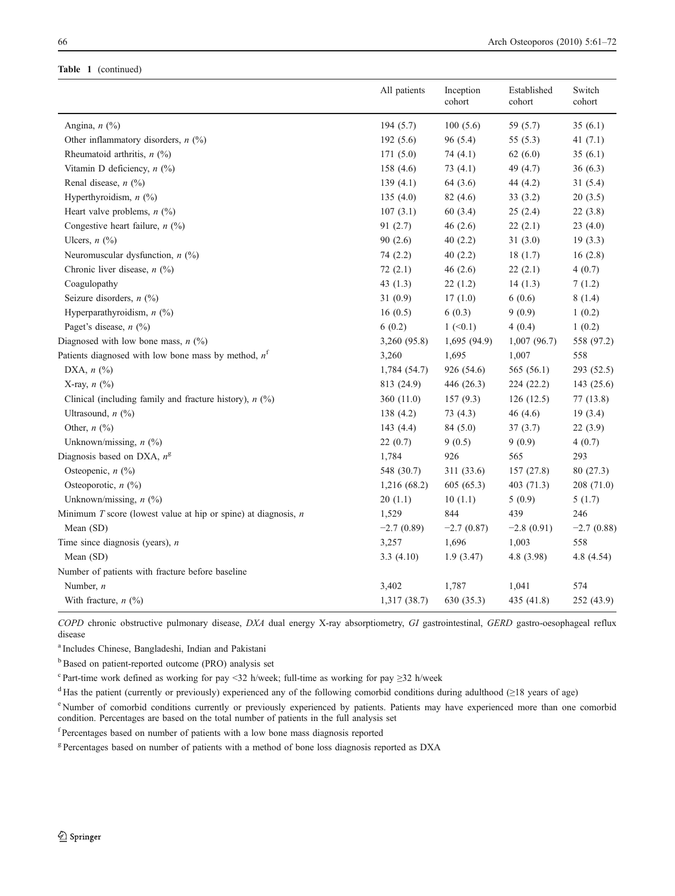**Table 1** (continued)

| | All patients | Inception cohort | Established cohort | Switch cohort |
|---|---|---|---|---|
| Angina, *n* (%) | 194 (5.7) | 100 (5.6) | 59 (5.7) | 35 (6.1) |
| Other inflammatory disorders, *n* (%) | 192 (5.6) | 96 (5.4) | 55 (5.3) | 41 (7.1) |
| Rheumatoid arthritis, *n* (%) | 171 (5.0) | 74 (4.1) | 62 (6.0) | 35 (6.1) |
| Vitamin D deficiency, *n* (%) | 158 (4.6) | 73 (4.1) | 49 (4.7) | 36 (6.3) |
| Renal disease, *n* (%) | 139 (4.1) | 64 (3.6) | 44 (4.2) | 31 (5.4) |
| Hyperthyroidism, *n* (%) | 135 (4.0) | 82 (4.6) | 33 (3.2) | 20 (3.5) |
| Heart valve problems, *n* (%) | 107 (3.1) | 60 (3.4) | 25 (2.4) | 22 (3.8) |
| Congestive heart failure, *n* (%) | 91 (2.7) | 46 (2.6) | 22 (2.1) | 23 (4.0) |
| Ulcers, *n* (%) | 90 (2.6) | 40 (2.2) | 31 (3.0) | 19 (3.3) |
| Neuromuscular dysfunction, *n* (%) | 74 (2.2) | 40 (2.2) | 18 (1.7) | 16 (2.8) |
| Chronic liver disease, *n* (%) | 72 (2.1) | 46 (2.6) | 22 (2.1) | 4 (0.7) |
| Coagulopathy | 43 (1.3) | 22 (1.2) | 14 (1.3) | 7 (1.2) |
| Seizure disorders, *n* (%) | 31 (0.9) | 17 (1.0) | 6 (0.6) | 8 (1.4) |
| Hyperparathyroidism, *n* (%) | 16 (0.5) | 6 (0.3) | 9 (0.9) | 1 (0.2) |
| Paget's disease, *n* (%) | 6 (0.2) | 1 (<0.1) | 4 (0.4) | 1 (0.2) |
| Diagnosed with low bone mass, *n* (%) | 3,260 (95.8) | 1,695 (94.9) | 1,007 (96.7) | 558 (97.2) |
| Patients diagnosed with low bone mass by method, *n*[f] | 3,260 | 1,695 | 1,007 | 558 |
| DXA, *n* (%) | 1,784 (54.7) | 926 (54.6) | 565 (56.1) | 293 (52.5) |
| X-ray, *n* (%) | 813 (24.9) | 446 (26.3) | 224 (22.2) | 143 (25.6) |
| Clinical (including family and fracture history), *n* (%) | 360 (11.0) | 157 (9.3) | 126 (12.5) | 77 (13.8) |
| Ultrasound, *n* (%) | 138 (4.2) | 73 (4.3) | 46 (4.6) | 19 (3.4) |
| Other, *n* (%) | 143 (4.4) | 84 (5.0) | 37 (3.7) | 22 (3.9) |
| Unknown/missing, *n* (%) | 22 (0.7) | 9 (0.5) | 9 (0.9) | 4 (0.7) |
| Diagnosis based on DXA, *n*[g] | 1,784 | 926 | 565 | 293 |
| Osteopenic, *n* (%) | 548 (30.7) | 311 (33.6) | 157 (27.8) | 80 (27.3) |
| Osteoporotic, *n* (%) | 1,216 (68.2) | 605 (65.3) | 403 (71.3) | 208 (71.0) |
| Unknown/missing, *n* (%) | 20 (1.1) | 10 (1.1) | 5 (0.9) | 5 (1.7) |
| Minimum *T* score (lowest value at hip or spine) at diagnosis, *n* | 1,529 | 844 | 439 | 246 |
| Mean (SD) | −2.7 (0.89) | −2.7 (0.87) | −2.8 (0.91) | −2.7 (0.88) |
| Time since diagnosis (years), *n* | 3,257 | 1,696 | 1,003 | 558 |
| Mean (SD) | 3.3 (4.10) | 1.9 (3.47) | 4.8 (3.98) | 4.8 (4.54) |
| Number of patients with fracture before baseline | | | | |
| Number, *n* | 3,402 | 1,787 | 1,041 | 574 |
| With fracture, *n* (%) | 1,317 (38.7) | 630 (35.3) | 435 (41.8) | 252 (43.9) |

*COPD* chronic obstructive pulmonary disease, *DXA* dual energy X-ray absorptiometry, *GI* gastrointestinal, *GERD* gastro-oesophageal reflux disease

[a] Includes Chinese, Bangladeshi, Indian and Pakistani

[b] Based on patient-reported outcome (PRO) analysis set

[c] Part-time work defined as working for pay <32 h/week; full-time as working for pay ≥32 h/week

[d] Has the patient (currently or previously) experienced any of the following comorbid conditions during adulthood (≥18 years of age)

[e] Number of comorbid conditions currently or previously experienced by patients. Patients may have experienced more than one comorbid condition. Percentages are based on the total number of patients in the full analysis set

[f] Percentages based on number of patients with a low bone mass diagnosis reported

[g] Percentages based on number of patients with a method of bone loss diagnosis reported as DXA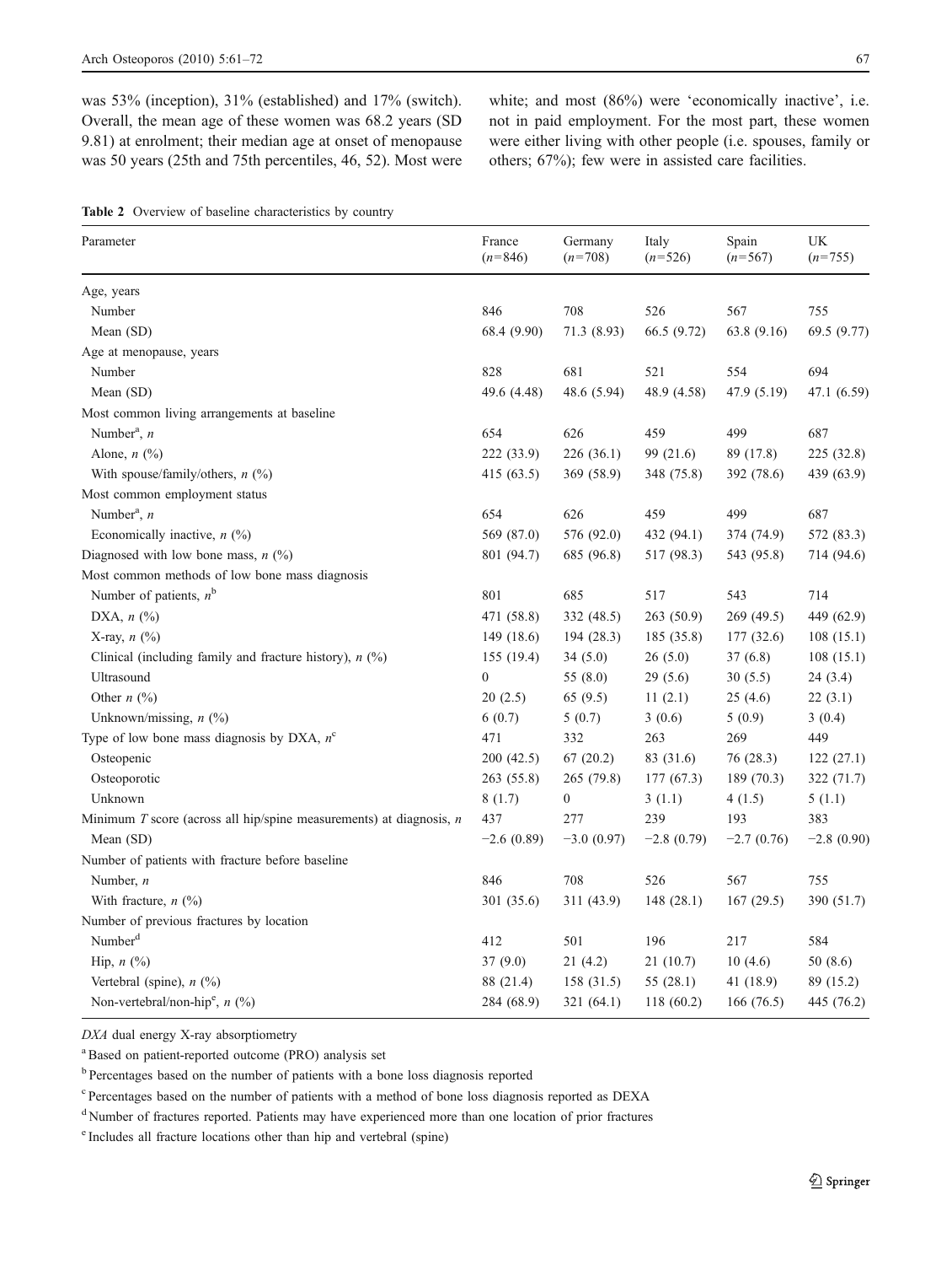was 53% (inception), 31% (established) and 17% (switch). Overall, the mean age of these women was 68.2 years (SD 9.81) at enrolment; their median age at onset of menopause was 50 years (25th and 75th percentiles, 46, 52). Most were white; and most (86%) were 'economically inactive', i.e. not in paid employment. For the most part, these women were either living with other people (i.e. spouses, family or others; 67%); few were in assisted care facilities.

**Table 2** Overview of baseline characteristics by country

| Parameter | France ($n$=846) | Germany ($n$=708) | Italy ($n$=526) | Spain ($n$=567) | UK ($n$=755) |
|---|---|---|---|---|---|
| Age, years | | | | | |
| Number | 846 | 708 | 526 | 567 | 755 |
| Mean (SD) | 68.4 (9.90) | 71.3 (8.93) | 66.5 (9.72) | 63.8 (9.16) | 69.5 (9.77) |
| Age at menopause, years | | | | | |
| Number | 828 | 681 | 521 | 554 | 694 |
| Mean (SD) | 49.6 (4.48) | 48.6 (5.94) | 48.9 (4.58) | 47.9 (5.19) | 47.1 (6.59) |
| Most common living arrangements at baseline | | | | | |
| Number[a], $n$ | 654 | 626 | 459 | 499 | 687 |
| Alone, $n$ (%) | 222 (33.9) | 226 (36.1) | 99 (21.6) | 89 (17.8) | 225 (32.8) |
| With spouse/family/others, $n$ (%) | 415 (63.5) | 369 (58.9) | 348 (75.8) | 392 (78.6) | 439 (63.9) |
| Most common employment status | | | | | |
| Number[a], $n$ | 654 | 626 | 459 | 499 | 687 |
| Economically inactive, $n$ (%) | 569 (87.0) | 576 (92.0) | 432 (94.1) | 374 (74.9) | 572 (83.3) |
| Diagnosed with low bone mass, $n$ (%) | 801 (94.7) | 685 (96.8) | 517 (98.3) | 543 (95.8) | 714 (94.6) |
| Most common methods of low bone mass diagnosis | | | | | |
| Number of patients, $n$[b] | 801 | 685 | 517 | 543 | 714 |
| DXA, $n$ (%) | 471 (58.8) | 332 (48.5) | 263 (50.9) | 269 (49.5) | 449 (62.9) |
| X-ray, $n$ (%) | 149 (18.6) | 194 (28.3) | 185 (35.8) | 177 (32.6) | 108 (15.1) |
| Clinical (including family and fracture history), $n$ (%) | 155 (19.4) | 34 (5.0) | 26 (5.0) | 37 (6.8) | 108 (15.1) |
| Ultrasound | 0 | 55 (8.0) | 29 (5.6) | 30 (5.5) | 24 (3.4) |
| Other $n$ (%) | 20 (2.5) | 65 (9.5) | 11 (2.1) | 25 (4.6) | 22 (3.1) |
| Unknown/missing, $n$ (%) | 6 (0.7) | 5 (0.7) | 3 (0.6) | 5 (0.9) | 3 (0.4) |
| Type of low bone mass diagnosis by DXA, $n$[c] | 471 | 332 | 263 | 269 | 449 |
| Osteopenic | 200 (42.5) | 67 (20.2) | 83 (31.6) | 76 (28.3) | 122 (27.1) |
| Osteoporotic | 263 (55.8) | 265 (79.8) | 177 (67.3) | 189 (70.3) | 322 (71.7) |
| Unknown | 8 (1.7) | 0 | 3 (1.1) | 4 (1.5) | 5 (1.1) |
| Minimum $T$ score (across all hip/spine measurements) at diagnosis, $n$ | 437 | 277 | 239 | 193 | 383 |
| Mean (SD) | −2.6 (0.89) | −3.0 (0.97) | −2.8 (0.79) | −2.7 (0.76) | −2.8 (0.90) |
| Number of patients with fracture before baseline | | | | | |
| Number, $n$ | 846 | 708 | 526 | 567 | 755 |
| With fracture, $n$ (%) | 301 (35.6) | 311 (43.9) | 148 (28.1) | 167 (29.5) | 390 (51.7) |
| Number of previous fractures by location | | | | | |
| Number[d] | 412 | 501 | 196 | 217 | 584 |
| Hip, $n$ (%) | 37 (9.0) | 21 (4.2) | 21 (10.7) | 10 (4.6) | 50 (8.6) |
| Vertebral (spine), $n$ (%) | 88 (21.4) | 158 (31.5) | 55 (28.1) | 41 (18.9) | 89 (15.2) |
| Non-vertebral/non-hip[e], $n$ (%) | 284 (68.9) | 321 (64.1) | 118 (60.2) | 166 (76.5) | 445 (76.2) |

*DXA* dual energy X-ray absorptiometry

[a] Based on patient-reported outcome (PRO) analysis set

[b] Percentages based on the number of patients with a bone loss diagnosis reported

[c] Percentages based on the number of patients with a method of bone loss diagnosis reported as DEXA

[d] Number of fractures reported. Patients may have experienced more than one location of prior fractures

[e] Includes all fracture locations other than hip and vertebral (spine)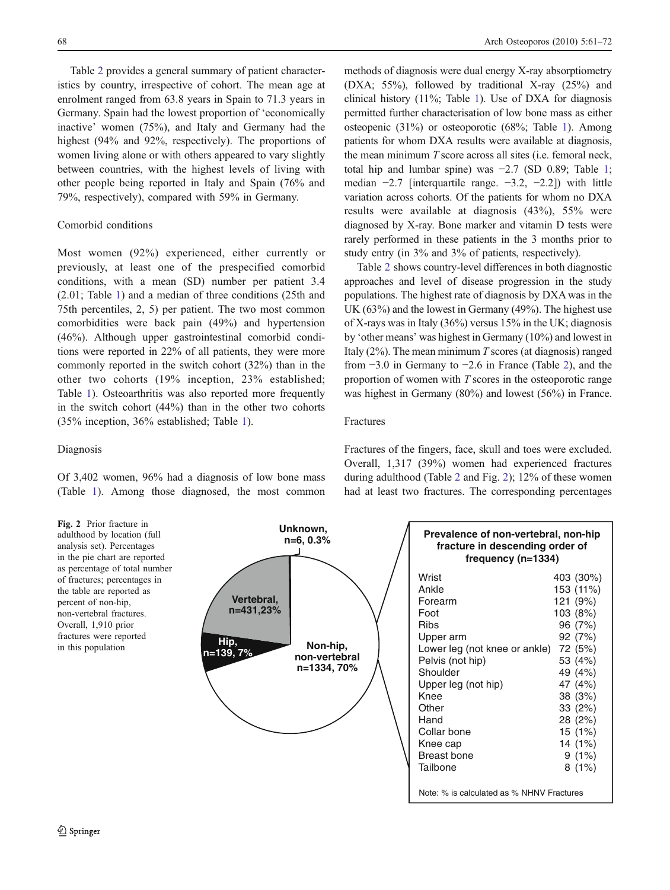Table 2 provides a general summary of patient characteristics by country, irrespective of cohort. The mean age at enrolment ranged from 63.8 years in Spain to 71.3 years in Germany. Spain had the lowest proportion of 'economically inactive' women (75%), and Italy and Germany had the highest (94% and 92%, respectively). The proportions of women living alone or with others appeared to vary slightly between countries, with the highest levels of living with other people being reported in Italy and Spain (76% and 79%, respectively), compared with 59% in Germany.

### Comorbid conditions

Most women (92%) experienced, either currently or previously, at least one of the prespecified comorbid conditions, with a mean (SD) number per patient 3.4 (2.01; Table 1) and a median of three conditions (25th and 75th percentiles, 2, 5) per patient. The two most common comorbidities were back pain (49%) and hypertension (46%). Although upper gastrointestinal comorbid conditions were reported in 22% of all patients, they were more commonly reported in the switch cohort (32%) than in the other two cohorts (19% inception, 23% established; Table 1). Osteoarthritis was also reported more frequently in the switch cohort (44%) than in the other two cohorts (35% inception, 36% established; Table 1).

### Diagnosis

Of 3,402 women, 96% had a diagnosis of low bone mass (Table 1). Among those diagnosed, the most common methods of diagnosis were dual energy X-ray absorptiometry (DXA; 55%), followed by traditional X-ray (25%) and clinical history (11%; Table 1). Use of DXA for diagnosis permitted further characterisation of low bone mass as either osteopenic (31%) or osteoporotic (68%; Table 1). Among patients for whom DXA results were available at diagnosis, the mean minimum *T* score across all sites (i.e. femoral neck, total hip and lumbar spine) was −2.7 (SD 0.89; Table 1; median −2.7 [interquartile range. −3.2, −2.2]) with little variation across cohorts. Of the patients for whom no DXA results were available at diagnosis (43%), 55% were diagnosed by X-ray. Bone marker and vitamin D tests were rarely performed in these patients in the 3 months prior to study entry (in 3% and 3% of patients, respectively).

Table 2 shows country-level differences in both diagnostic approaches and level of disease progression in the study populations. The highest rate of diagnosis by DXA was in the UK (63%) and the lowest in Germany (49%). The highest use of X-rays was in Italy (36%) versus 15% in the UK; diagnosis by 'other means' was highest in Germany (10%) and lowest in Italy (2%). The mean minimum *T* scores (at diagnosis) ranged from −3.0 in Germany to −2.6 in France (Table 2), and the proportion of women with *T* scores in the osteoporotic range was highest in Germany (80%) and lowest (56%) in France.

### Fractures

Fractures of the fingers, face, skull and toes were excluded. Overall, 1,317 (39%) women had experienced fractures during adulthood (Table 2 and Fig. 2); 12% of these women had at least two fractures. The corresponding percentages

Unknown, n=6, 0.3%

Vertebral, n=431, 23%

Hip, n=139, 7%

Non-hip, non-vertebral n=1334, 70%

**Prevalence of non-vertebral, non-hip fracture in descending order of frequency (n=1334)**

| Location | n (%) |
|---|---|
| Wrist | 403 (30%) |
| Ankle | 153 (11%) |
| Forearm | 121 (9%) |
| Foot | 103 (8%) |
| Ribs | 96 (7%) |
| Upper arm | 92 (7%) |
| Lower leg (not knee or ankle) | 72 (5%) |
| Pelvis (not hip) | 53 (4%) |
| Shoulder | 49 (4%) |
| Upper leg (not hip) | 47 (4%) |
| Knee | 38 (3%) |
| Other | 33 (2%) |
| Hand | 28 (2%) |
| Collar bone | 15 (1%) |
| Knee cap | 14 (1%) |
| Breast bone | 9 (1%) |
| Tailbone | 8 (1%) |

Note: % is calculated as % NHNV Fractures

**Fig. 2** Prior fracture in adulthood by location (full analysis set). Percentages in the pie chart are reported as percentage of total number of fractures; percentages in the table are reported as percent of non-hip, non-vertebral fractures. Overall, 1,910 prior fractures were reported in this population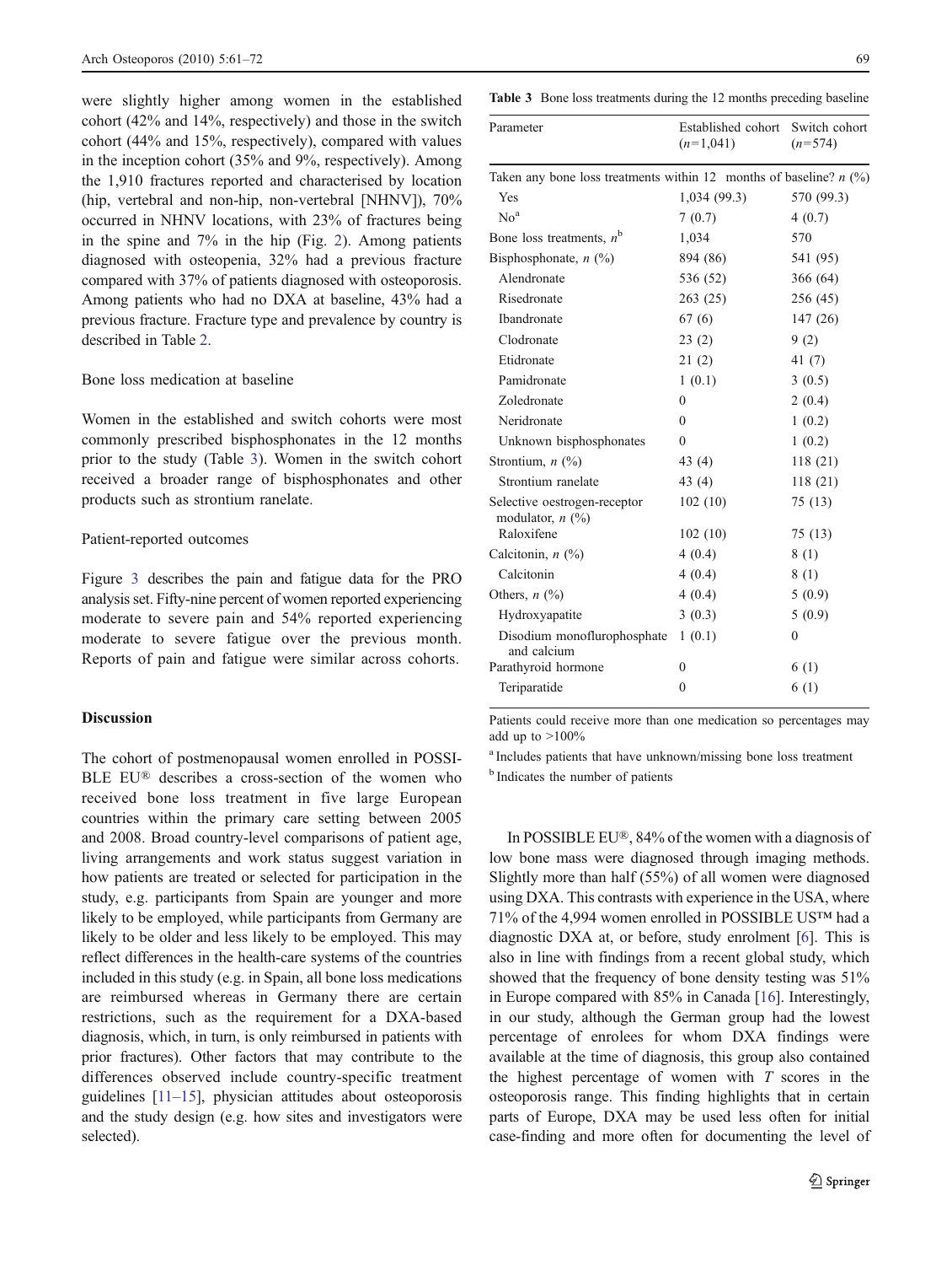were slightly higher among women in the established cohort (42% and 14%, respectively) and those in the switch cohort (44% and 15%, respectively), compared with values in the inception cohort (35% and 9%, respectively). Among the 1,910 fractures reported and characterised by location (hip, vertebral and non-hip, non-vertebral [NHNV]), 70% occurred in NHNV locations, with 23% of fractures being in the spine and 7% in the hip (Fig. 2). Among patients diagnosed with osteopenia, 32% had a previous fracture compared with 37% of patients diagnosed with osteoporosis. Among patients who had no DXA at baseline, 43% had a previous fracture. Fracture type and prevalence by country is described in Table 2.

## Bone loss medication at baseline

Women in the established and switch cohorts were most commonly prescribed bisphosphonates in the 12 months prior to the study (Table 3). Women in the switch cohort received a broader range of bisphosphonates and other products such as strontium ranelate.

## Patient-reported outcomes

Figure 3 describes the pain and fatigue data for the PRO analysis set. Fifty-nine percent of women reported experiencing moderate to severe pain and 54% reported experiencing moderate to severe fatigue over the previous month. Reports of pain and fatigue were similar across cohorts.

**Table 3** Bone loss treatments during the 12 months preceding baseline

| Parameter | Established cohort (*n*=1,041) | Switch cohort (*n*=574) |
|---|---|---|
| Taken any bone loss treatments within 12 months of baseline? *n* (%) | | |
| Yes | 1,034 (99.3) | 570 (99.3) |
| No[a] | 7 (0.7) | 4 (0.7) |
| Bone loss treatments, *n*[b] | 1,034 | 570 |
| Bisphosphonate, *n* (%) | 894 (86) | 541 (95) |
| Alendronate | 536 (52) | 366 (64) |
| Risedronate | 263 (25) | 256 (45) |
| Ibandronate | 67 (6) | 147 (26) |
| Clodronate | 23 (2) | 9 (2) |
| Etidronate | 21 (2) | 41 (7) |
| Pamidronate | 1 (0.1) | 3 (0.5) |
| Zoledronate | 0 | 2 (0.4) |
| Neridronate | 0 | 1 (0.2) |
| Unknown bisphosphonates | 0 | 1 (0.2) |
| Strontium, *n* (%) | 43 (4) | 118 (21) |
| Strontium ranelate | 43 (4) | 118 (21) |
| Selective oestrogen-receptor modulator, *n* (%) | 102 (10) | 75 (13) |
| Raloxifene | 102 (10) | 75 (13) |
| Calcitonin, *n* (%) | 4 (0.4) | 8 (1) |
| Calcitonin | 4 (0.4) | 8 (1) |
| Others, *n* (%) | 4 (0.4) | 5 (0.9) |
| Hydroxyapatite | 3 (0.3) | 5 (0.9) |
| Disodium monoflurophosphate and calcium | 1 (0.1) | 0 |
| Parathyroid hormone | 0 | 6 (1) |
| Teriparatide | 0 | 6 (1) |

Patients could receive more than one medication so percentages may add up to >100%

[a] Includes patients that have unknown/missing bone loss treatment

[b] Indicates the number of patients

## Discussion

The cohort of postmenopausal women enrolled in POSSIBLE EU® describes a cross-section of the women who received bone loss treatment in five large European countries within the primary care setting between 2005 and 2008. Broad country-level comparisons of patient age, living arrangements and work status suggest variation in how patients are treated or selected for participation in the study, e.g. participants from Spain are younger and more likely to be employed, while participants from Germany are likely to be older and less likely to be employed. This may reflect differences in the health-care systems of the countries included in this study (e.g. in Spain, all bone loss medications are reimbursed whereas in Germany there are certain restrictions, such as the requirement for a DXA-based diagnosis, which, in turn, is only reimbursed in patients with prior fractures). Other factors that may contribute to the differences observed include country-specific treatment guidelines [11–15], physician attitudes about osteoporosis and the study design (e.g. how sites and investigators were selected).

In POSSIBLE EU®, 84% of the women with a diagnosis of low bone mass were diagnosed through imaging methods. Slightly more than half (55%) of all women were diagnosed using DXA. This contrasts with experience in the USA, where 71% of the 4,994 women enrolled in POSSIBLE US™ had a diagnostic DXA at, or before, study enrolment [6]. This is also in line with findings from a recent global study, which showed that the frequency of bone density testing was 51% in Europe compared with 85% in Canada [16]. Interestingly, in our study, although the German group had the lowest percentage of enrolees for whom DXA findings were available at the time of diagnosis, this group also contained the highest percentage of women with *T* scores in the osteoporosis range. This finding highlights that in certain parts of Europe, DXA may be used less often for initial case-finding and more often for documenting the level of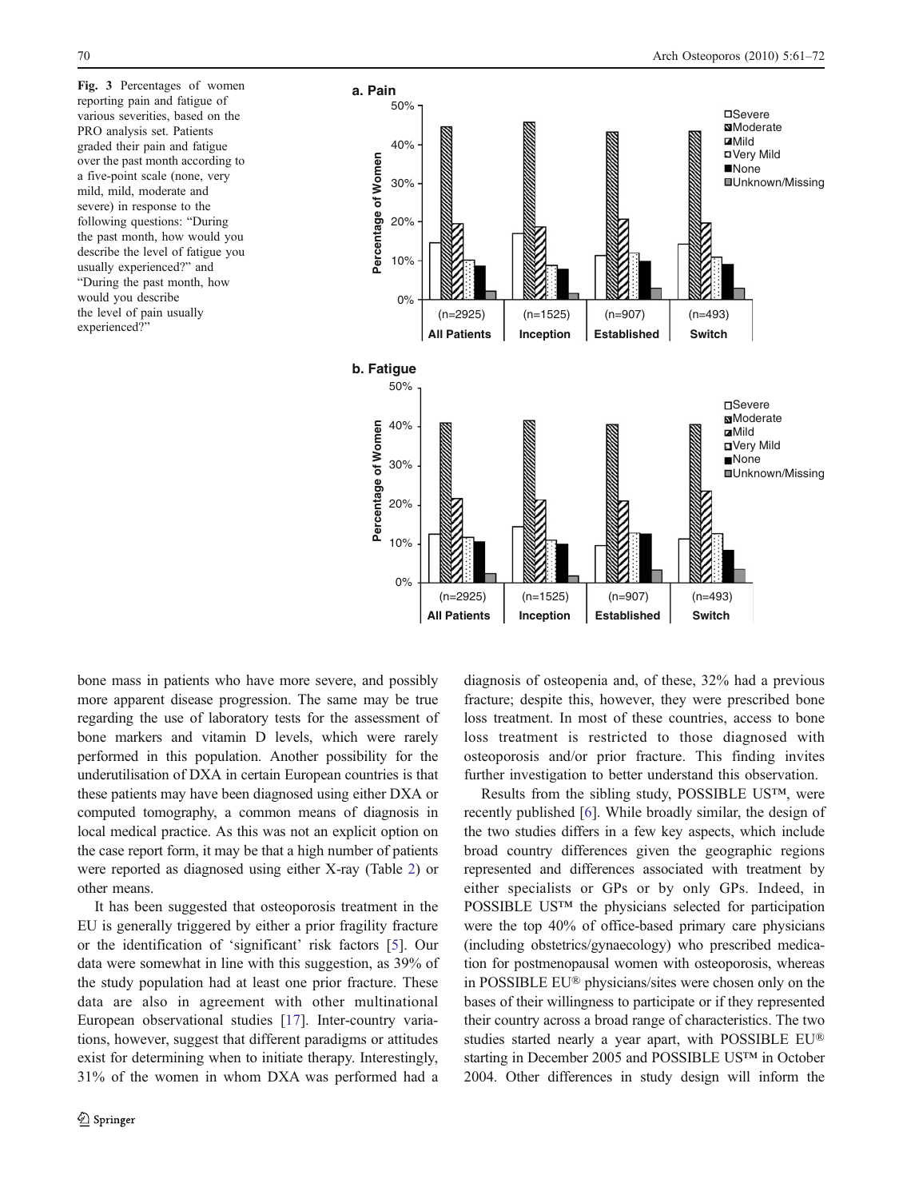**Fig. 3** Percentages of women reporting pain and fatigue of various severities, based on the PRO analysis set. Patients graded their pain and fatigue over the past month according to a five-point scale (none, very mild, mild, moderate and severe) in response to the following questions: "During the past month, how would you describe the level of fatigue you usually experienced?" and "During the past month, how would you describe the level of pain usually experienced?"

bone mass in patients who have more severe, and possibly more apparent disease progression. The same may be true regarding the use of laboratory tests for the assessment of bone markers and vitamin D levels, which were rarely performed in this population. Another possibility for the underutilisation of DXA in certain European countries is that these patients may have been diagnosed using either DXA or computed tomography, a common means of diagnosis in local medical practice. As this was not an explicit option on the case report form, it may be that a high number of patients were reported as diagnosed using either X-ray (Table 2) or other means.

It has been suggested that osteoporosis treatment in the EU is generally triggered by either a prior fragility fracture or the identification of 'significant' risk factors [5]. Our data were somewhat in line with this suggestion, as 39% of the study population had at least one prior fracture. These data are also in agreement with other multinational European observational studies [17]. Inter-country variations, however, suggest that different paradigms or attitudes exist for determining when to initiate therapy. Interestingly, 31% of the women in whom DXA was performed had a diagnosis of osteopenia and, of these, 32% had a previous fracture; despite this, however, they were prescribed bone loss treatment. In most of these countries, access to bone loss treatment is restricted to those diagnosed with osteoporosis and/or prior fracture. This finding invites further investigation to better understand this observation.

Results from the sibling study, POSSIBLE US™, were recently published [6]. While broadly similar, the design of the two studies differs in a few key aspects, which include broad country differences given the geographic regions represented and differences associated with treatment by either specialists or GPs or by only GPs. Indeed, in POSSIBLE US™ the physicians selected for participation were the top 40% of office-based primary care physicians (including obstetrics/gynaecology) who prescribed medication for postmenopausal women with osteoporosis, whereas in POSSIBLE EU® physicians/sites were chosen only on the bases of their willingness to participate or if they represented their country across a broad range of characteristics. The two studies started nearly a year apart, with POSSIBLE EU® starting in December 2005 and POSSIBLE US™ in October 2004. Other differences in study design will inform the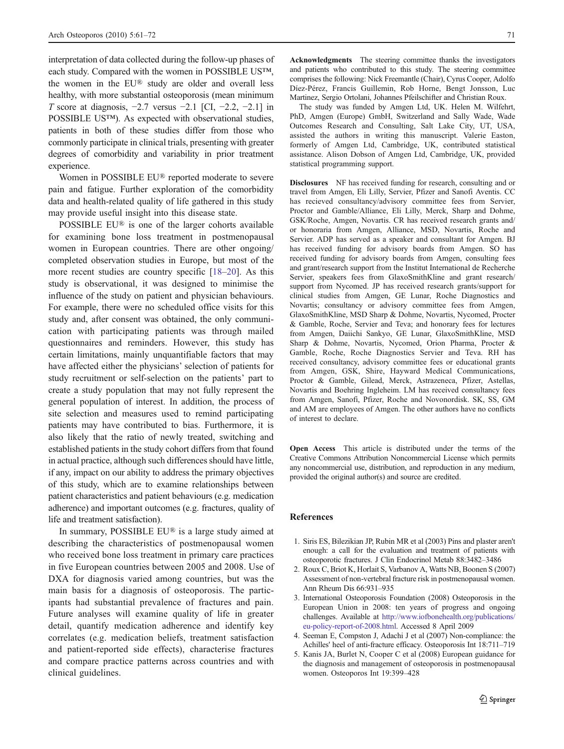interpretation of data collected during the follow-up phases of each study. Compared with the women in POSSIBLE US™, the women in the EU® study are older and overall less healthy, with more substantial osteoporosis (mean minimum *T* score at diagnosis, −2.7 versus −2.1 [CI, −2.2, −2.1] in POSSIBLE US™). As expected with observational studies, patients in both of these studies differ from those who commonly participate in clinical trials, presenting with greater degrees of comorbidity and variability in prior treatment experience.

Women in POSSIBLE EU® reported moderate to severe pain and fatigue. Further exploration of the comorbidity data and health-related quality of life gathered in this study may provide useful insight into this disease state.

POSSIBLE EU® is one of the larger cohorts available for examining bone loss treatment in postmenopausal women in European countries. There are other ongoing/completed observation studies in Europe, but most of the more recent studies are country specific [18–20]. As this study is observational, it was designed to minimise the influence of the study on patient and physician behaviours. For example, there were no scheduled office visits for this study and, after consent was obtained, the only communication with participating patients was through mailed questionnaires and reminders. However, this study has certain limitations, mainly unquantifiable factors that may have affected either the physicians' selection of patients for study recruitment or self-selection on the patients' part to create a study population that may not fully represent the general population of interest. In addition, the process of site selection and measures used to remind participating patients may have contributed to bias. Furthermore, it is also likely that the ratio of newly treated, switching and established patients in the study cohort differs from that found in actual practice, although such differences should have little, if any, impact on our ability to address the primary objectives of this study, which are to examine relationships between patient characteristics and patient behaviours (e.g. medication adherence) and important outcomes (e.g. fractures, quality of life and treatment satisfaction).

In summary, POSSIBLE EU® is a large study aimed at describing the characteristics of postmenopausal women who received bone loss treatment in primary care practices in five European countries between 2005 and 2008. Use of DXA for diagnosis varied among countries, but was the main basis for a diagnosis of osteoporosis. The participants had substantial prevalence of fractures and pain. Future analyses will examine quality of life in greater detail, quantify medication adherence and identify key correlates (e.g. medication beliefs, treatment satisfaction and patient-reported side effects), characterise fractures and compare practice patterns across countries and with clinical guidelines.

**Acknowledgments** The steering committee thanks the investigators and patients who contributed to this study. The steering committee comprises the following: Nick Freemantle (Chair), Cyrus Cooper, Adolfo Díez-Pérez, Francis Guillemin, Rob Horne, Bengt Jonsson, Luc Martinez, Sergio Ortolani, Johannes Pfeilschifter and Christian Roux.

The study was funded by Amgen Ltd, UK. Helen M. Wilfehrt, PhD, Amgen (Europe) GmbH, Switzerland and Sally Wade, Wade Outcomes Research and Consulting, Salt Lake City, UT, USA, assisted the authors in writing this manuscript. Valerie Easton, formerly of Amgen Ltd, Cambridge, UK, contributed statistical assistance. Alison Dobson of Amgen Ltd, Cambridge, UK, provided statistical programming support.

**Disclosures** NF has received funding for research, consulting and or travel from Amgen, Eli Lilly, Servier, Pfizer and Sanofi Aventis. CC has recieved consultancy/advisory committee fees from Servier, Proctor and Gamble/Alliance, Eli Lilly, Merck, Sharp and Dohme, GSK/Roche, Amgen, Novartis. CR has received research grants and/or honoraria from Amgen, Alliance, MSD, Novartis, Roche and Servier. ADP has served as a speaker and consultant for Amgen. BJ has received funding for advisory boards from Amgen. SO has received funding for advisory boards from Amgen, consulting fees and grant/research support from the Institut International de Recherche Servier, speakers fees from GlaxoSmithKline and grant research/support from Nycomed. JP has received research grants/support for clinical studies from Amgen, GE Lunar, Roche Diagnostics and Novartis; consultancy or advisory committee fees from Amgen, GlaxoSmithKline, MSD Sharp & Dohme, Novartis, Nycomed, Procter & Gamble, Roche, Servier and Teva; and honorary fees for lectures from Amgen, Daiichi Sankyo, GE Lunar, GlaxoSmithKline, MSD Sharp & Dohme, Novartis, Nycomed, Orion Pharma, Procter & Gamble, Roche, Roche Diagnostics Servier and Teva. RH has received consultancy, advisory committee fees or educational grants from Amgen, GSK, Shire, Hayward Medical Communications, Proctor & Gamble, Gilead, Merck, Astrazeneca, Pfizer, Astellas, Novartis and Boehring Ingleheim. LM has received consultancy fees from Amgen, Sanofi, Pfizer, Roche and Novonordisk. SK, SS, GM and AM are employees of Amgen. The other authors have no conflicts of interest to declare.

**Open Access** This article is distributed under the terms of the Creative Commons Attribution Noncommercial License which permits any noncommercial use, distribution, and reproduction in any medium, provided the original author(s) and source are credited.

## References

1. Siris ES, Bilezikian JP, Rubin MR et al (2003) Pins and plaster aren't enough: a call for the evaluation and treatment of patients with osteoporotic fractures. J Clin Endocrinol Metab 88:3482–3486
2. Roux C, Briot K, Horlait S, Varbanov A, Watts NB, Boonen S (2007) Assessment of non-vertebral fracture risk in postmenopausal women. Ann Rheum Dis 66:931–935
3. International Osteoporosis Foundation (2008) Osteoporosis in the European Union in 2008: ten years of progress and ongoing challenges. Available at http://www.iofbonehealth.org/publications/eu-policy-report-of-2008.html. Accessed 8 April 2009
4. Seeman E, Compston J, Adachi J et al (2007) Non-compliance: the Achilles' heel of anti-fracture efficacy. Osteoporosis Int 18:711–719
5. Kanis JA, Burlet N, Cooper C et al (2008) European guidance for the diagnosis and management of osteoporosis in postmenopausal women. Osteoporos Int 19:399–428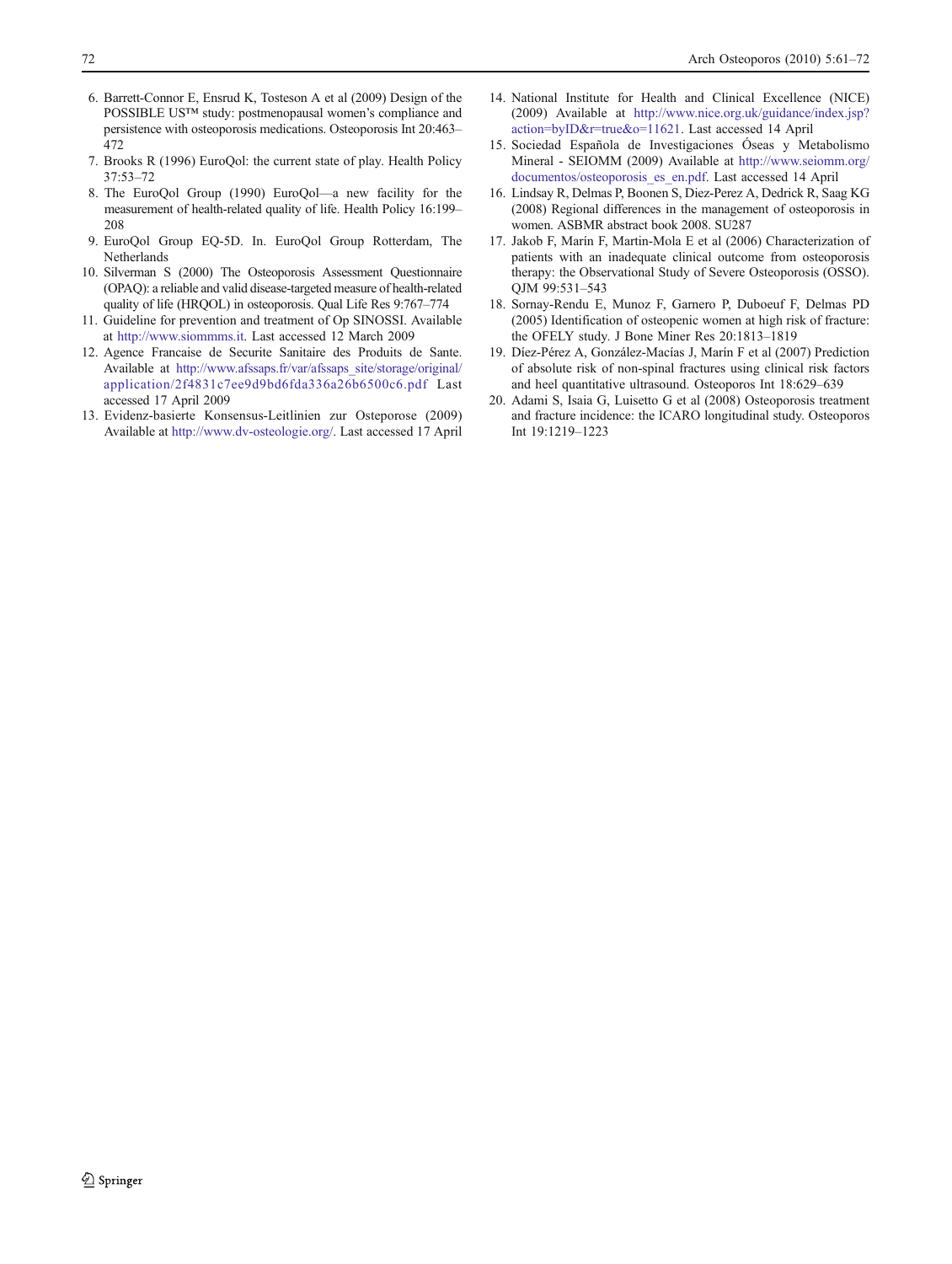6. Barrett-Connor E, Ensrud K, Tosteson A et al (2009) Design of the POSSIBLE US™ study: postmenopausal women's compliance and persistence with osteoporosis medications. Osteoporosis Int 20:463–472
7. Brooks R (1996) EuroQol: the current state of play. Health Policy 37:53–72
8. The EuroQol Group (1990) EuroQol—a new facility for the measurement of health-related quality of life. Health Policy 16:199–208
9. EuroQol Group EQ-5D. In. EuroQol Group Rotterdam, The Netherlands
10. Silverman S (2000) The Osteoporosis Assessment Questionnaire (OPAQ): a reliable and valid disease-targeted measure of health-related quality of life (HRQOL) in osteoporosis. Qual Life Res 9:767–774
11. Guideline for prevention and treatment of Op SINOSSI. Available at http://www.siommms.it. Last accessed 12 March 2009
12. Agence Francaise de Securite Sanitaire des Produits de Sante. Available at http://www.afssaps.fr/var/afssaps_site/storage/original/application/2f4831c7ee9d9bd6fda336a26b6500c6.pdf Last accessed 17 April 2009
13. Evidenz-basierte Konsensus-Leitlinien zur Osteporose (2009) Available at http://www.dv-osteologie.org/. Last accessed 17 April
14. National Institute for Health and Clinical Excellence (NICE) (2009) Available at http://www.nice.org.uk/guidance/index.jsp?action=byID&r=true&o=11621. Last accessed 14 April
15. Sociedad Española de Investigaciones Óseas y Metabolismo Mineral - SEIOMM (2009) Available at http://www.seiomm.org/documentos/osteoporosis_es_en.pdf. Last accessed 14 April
16. Lindsay R, Delmas P, Boonen S, Diez-Perez A, Dedrick R, Saag KG (2008) Regional differences in the management of osteoporosis in women. ASBMR abstract book 2008. SU287
17. Jakob F, Marín F, Martin-Mola E et al (2006) Characterization of patients with an inadequate clinical outcome from osteoporosis therapy: the Observational Study of Severe Osteoporosis (OSSO). QJM 99:531–543
18. Sornay-Rendu E, Munoz F, Garnero P, Duboeuf F, Delmas PD (2005) Identification of osteopenic women at high risk of fracture: the OFELY study. J Bone Miner Res 20:1813–1819
19. Díez-Pérez A, González-Macías J, Marín F et al (2007) Prediction of absolute risk of non-spinal fractures using clinical risk factors and heel quantitative ultrasound. Osteoporos Int 18:629–639
20. Adami S, Isaia G, Luisetto G et al (2008) Osteoporosis treatment and fracture incidence: the ICARO longitudinal study. Osteoporos Int 19:1219–1223